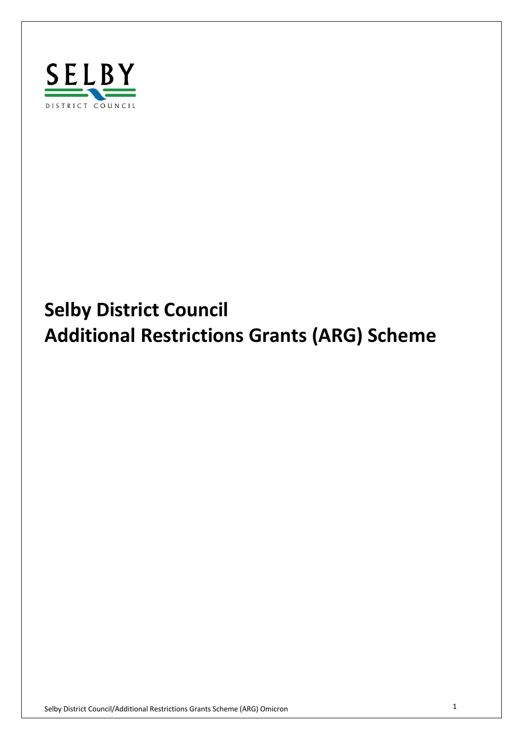# Selby District Council
# Additional Restrictions Grants (ARG) Scheme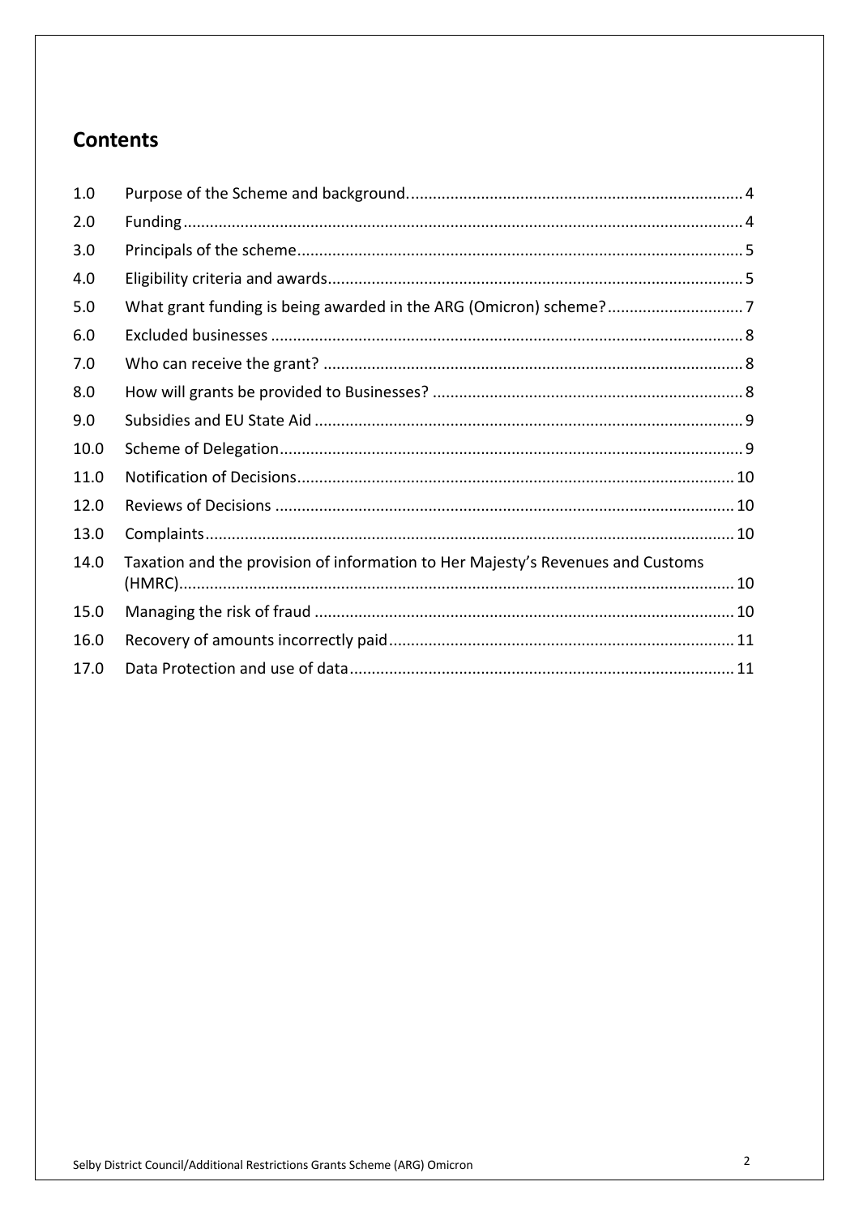## Contents

| | | |
|---|---|---|
| 1.0 | Purpose of the Scheme and background. | 4 |
| 2.0 | Funding | 4 |
| 3.0 | Principals of the scheme | 5 |
| 4.0 | Eligibility criteria and awards | 5 |
| 5.0 | What grant funding is being awarded in the ARG (Omicron) scheme? | 7 |
| 6.0 | Excluded businesses | 8 |
| 7.0 | Who can receive the grant? | 8 |
| 8.0 | How will grants be provided to Businesses? | 8 |
| 9.0 | Subsidies and EU State Aid | 9 |
| 10.0 | Scheme of Delegation | 9 |
| 11.0 | Notification of Decisions | 10 |
| 12.0 | Reviews of Decisions | 10 |
| 13.0 | Complaints | 10 |
| 14.0 | Taxation and the provision of information to Her Majesty's Revenues and Customs (HMRC) | 10 |
| 15.0 | Managing the risk of fraud | 10 |
| 16.0 | Recovery of amounts incorrectly paid | 11 |
| 17.0 | Data Protection and use of data | 11 |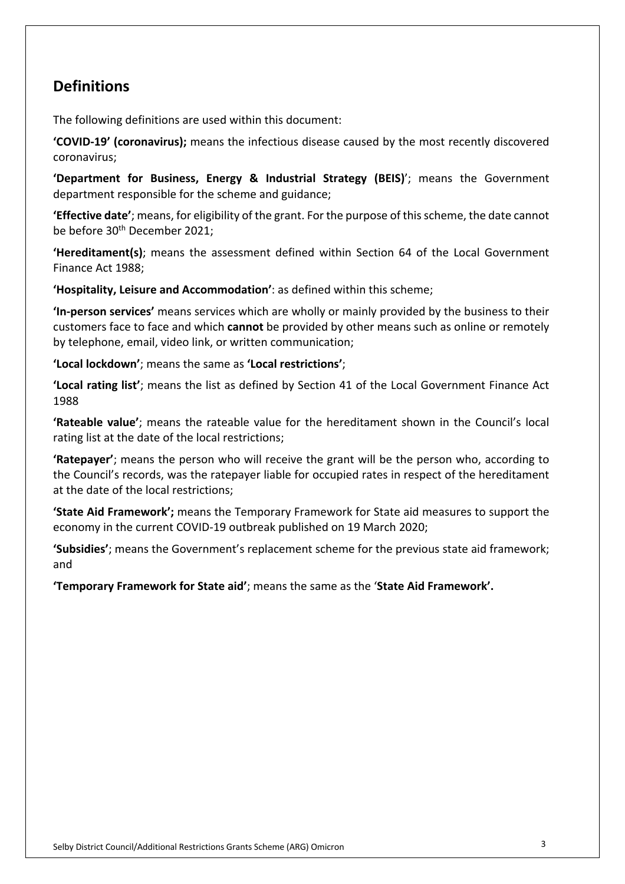## Definitions

The following definitions are used within this document:

**'COVID-19' (coronavirus);** means the infectious disease caused by the most recently discovered coronavirus;

**'Department for Business, Energy & Industrial Strategy (BEIS)**'; means the Government department responsible for the scheme and guidance;

**'Effective date'**; means, for eligibility of the grant. For the purpose of this scheme, the date cannot be before 30th December 2021;

**'Hereditament(s)**; means the assessment defined within Section 64 of the Local Government Finance Act 1988;

**'Hospitality, Leisure and Accommodation'**: as defined within this scheme;

**'In-person services'** means services which are wholly or mainly provided by the business to their customers face to face and which **cannot** be provided by other means such as online or remotely by telephone, email, video link, or written communication;

**'Local lockdown'**; means the same as **'Local restrictions'**;

**'Local rating list'**; means the list as defined by Section 41 of the Local Government Finance Act 1988

**'Rateable value'**; means the rateable value for the hereditament shown in the Council's local rating list at the date of the local restrictions;

**'Ratepayer'**; means the person who will receive the grant will be the person who, according to the Council's records, was the ratepayer liable for occupied rates in respect of the hereditament at the date of the local restrictions;

**'State Aid Framework';** means the Temporary Framework for State aid measures to support the economy in the current COVID-19 outbreak published on 19 March 2020;

**'Subsidies'**; means the Government's replacement scheme for the previous state aid framework; and

**'Temporary Framework for State aid'**; means the same as the '**State Aid Framework'.**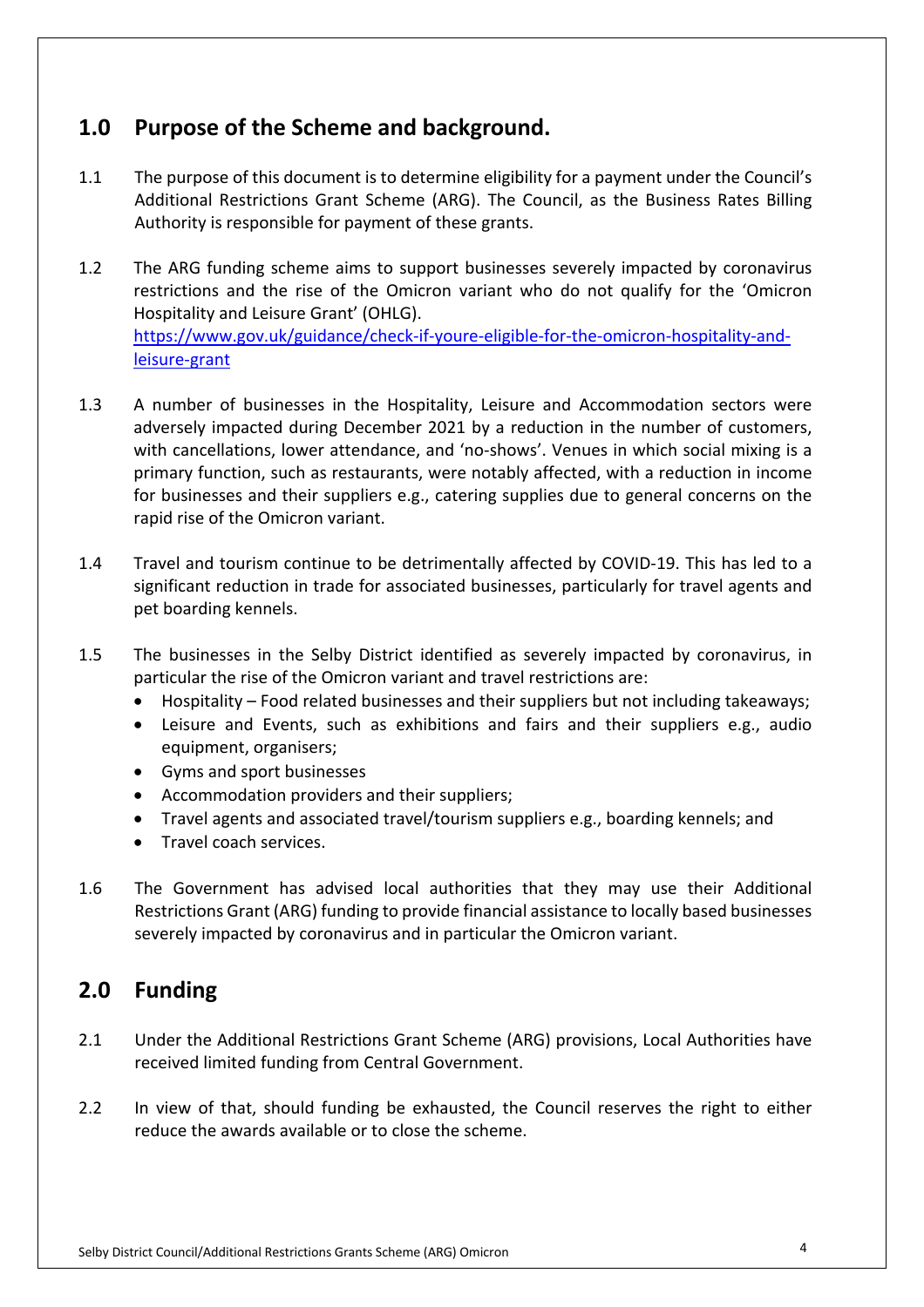## 1.0 Purpose of the Scheme and background.

1.1 The purpose of this document is to determine eligibility for a payment under the Council's Additional Restrictions Grant Scheme (ARG). The Council, as the Business Rates Billing Authority is responsible for payment of these grants.

1.2 The ARG funding scheme aims to support businesses severely impacted by coronavirus restrictions and the rise of the Omicron variant who do not qualify for the 'Omicron Hospitality and Leisure Grant' (OHLG). [https://www.gov.uk/guidance/check-if-youre-eligible-for-the-omicron-hospitality-and-leisure-grant](https://www.gov.uk/guidance/check-if-youre-eligible-for-the-omicron-hospitality-and-leisure-grant)

1.3 A number of businesses in the Hospitality, Leisure and Accommodation sectors were adversely impacted during December 2021 by a reduction in the number of customers, with cancellations, lower attendance, and 'no-shows'. Venues in which social mixing is a primary function, such as restaurants, were notably affected, with a reduction in income for businesses and their suppliers e.g., catering supplies due to general concerns on the rapid rise of the Omicron variant.

1.4 Travel and tourism continue to be detrimentally affected by COVID-19. This has led to a significant reduction in trade for associated businesses, particularly for travel agents and pet boarding kennels.

1.5 The businesses in the Selby District identified as severely impacted by coronavirus, in particular the rise of the Omicron variant and travel restrictions are:

- Hospitality – Food related businesses and their suppliers but not including takeaways;
- Leisure and Events, such as exhibitions and fairs and their suppliers e.g., audio equipment, organisers;
- Gyms and sport businesses
- Accommodation providers and their suppliers;
- Travel agents and associated travel/tourism suppliers e.g., boarding kennels; and
- Travel coach services.

1.6 The Government has advised local authorities that they may use their Additional Restrictions Grant (ARG) funding to provide financial assistance to locally based businesses severely impacted by coronavirus and in particular the Omicron variant.

## 2.0 Funding

2.1 Under the Additional Restrictions Grant Scheme (ARG) provisions, Local Authorities have received limited funding from Central Government.

2.2 In view of that, should funding be exhausted, the Council reserves the right to either reduce the awards available or to close the scheme.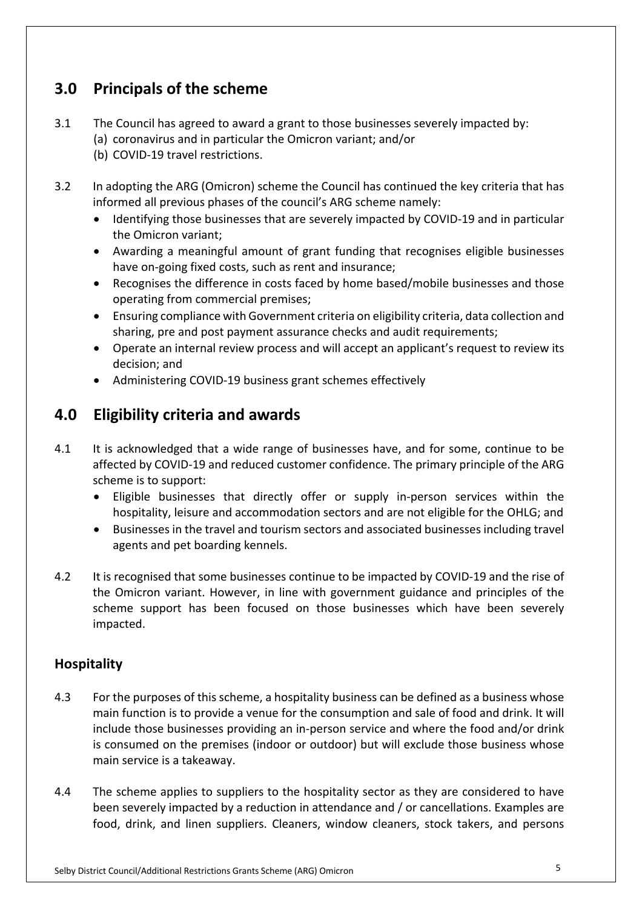## 3.0 Principals of the scheme

3.1 The Council has agreed to award a grant to those businesses severely impacted by:
   (a) coronavirus and in particular the Omicron variant; and/or
   (b) COVID-19 travel restrictions.

3.2 In adopting the ARG (Omicron) scheme the Council has continued the key criteria that has informed all previous phases of the council's ARG scheme namely:

- Identifying those businesses that are severely impacted by COVID-19 and in particular the Omicron variant;
- Awarding a meaningful amount of grant funding that recognises eligible businesses have on-going fixed costs, such as rent and insurance;
- Recognises the difference in costs faced by home based/mobile businesses and those operating from commercial premises;
- Ensuring compliance with Government criteria on eligibility criteria, data collection and sharing, pre and post payment assurance checks and audit requirements;
- Operate an internal review process and will accept an applicant's request to review its decision; and
- Administering COVID-19 business grant schemes effectively

## 4.0 Eligibility criteria and awards

4.1 It is acknowledged that a wide range of businesses have, and for some, continue to be affected by COVID-19 and reduced customer confidence. The primary principle of the ARG scheme is to support:

- Eligible businesses that directly offer or supply in-person services within the hospitality, leisure and accommodation sectors and are not eligible for the OHLG; and
- Businesses in the travel and tourism sectors and associated businesses including travel agents and pet boarding kennels.

4.2 It is recognised that some businesses continue to be impacted by COVID-19 and the rise of the Omicron variant. However, in line with government guidance and principles of the scheme support has been focused on those businesses which have been severely impacted.

### Hospitality

4.3 For the purposes of this scheme, a hospitality business can be defined as a business whose main function is to provide a venue for the consumption and sale of food and drink. It will include those businesses providing an in-person service and where the food and/or drink is consumed on the premises (indoor or outdoor) but will exclude those business whose main service is a takeaway.

4.4 The scheme applies to suppliers to the hospitality sector as they are considered to have been severely impacted by a reduction in attendance and / or cancellations. Examples are food, drink, and linen suppliers. Cleaners, window cleaners, stock takers, and persons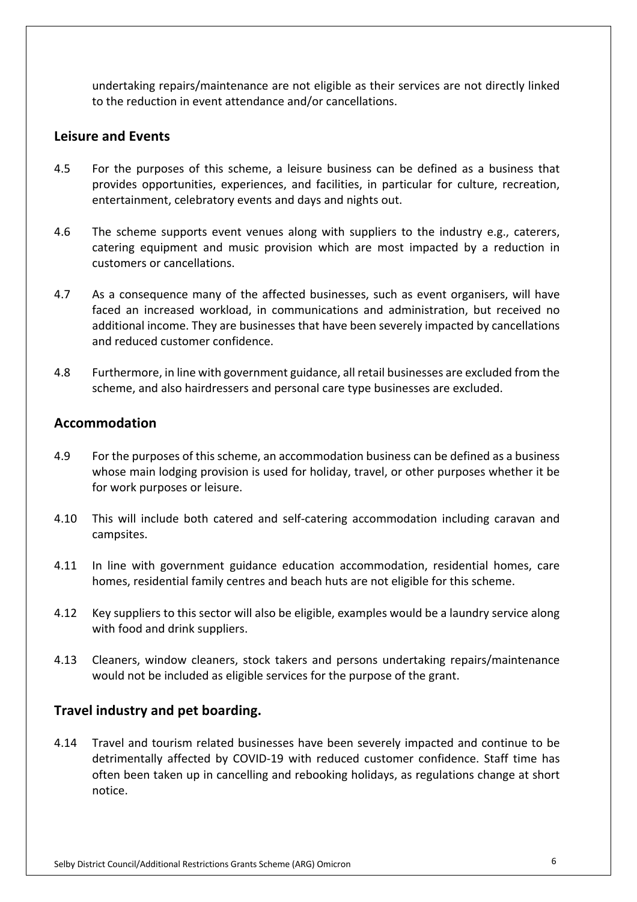undertaking repairs/maintenance are not eligible as their services are not directly linked to the reduction in event attendance and/or cancellations.

## Leisure and Events

4.5 For the purposes of this scheme, a leisure business can be defined as a business that provides opportunities, experiences, and facilities, in particular for culture, recreation, entertainment, celebratory events and days and nights out.

4.6 The scheme supports event venues along with suppliers to the industry e.g., caterers, catering equipment and music provision which are most impacted by a reduction in customers or cancellations.

4.7 As a consequence many of the affected businesses, such as event organisers, will have faced an increased workload, in communications and administration, but received no additional income. They are businesses that have been severely impacted by cancellations and reduced customer confidence.

4.8 Furthermore, in line with government guidance, all retail businesses are excluded from the scheme, and also hairdressers and personal care type businesses are excluded.

## Accommodation

4.9 For the purposes of this scheme, an accommodation business can be defined as a business whose main lodging provision is used for holiday, travel, or other purposes whether it be for work purposes or leisure.

4.10 This will include both catered and self-catering accommodation including caravan and campsites.

4.11 In line with government guidance education accommodation, residential homes, care homes, residential family centres and beach huts are not eligible for this scheme.

4.12 Key suppliers to this sector will also be eligible, examples would be a laundry service along with food and drink suppliers.

4.13 Cleaners, window cleaners, stock takers and persons undertaking repairs/maintenance would not be included as eligible services for the purpose of the grant.

## Travel industry and pet boarding.

4.14 Travel and tourism related businesses have been severely impacted and continue to be detrimentally affected by COVID-19 with reduced customer confidence. Staff time has often been taken up in cancelling and rebooking holidays, as regulations change at short notice.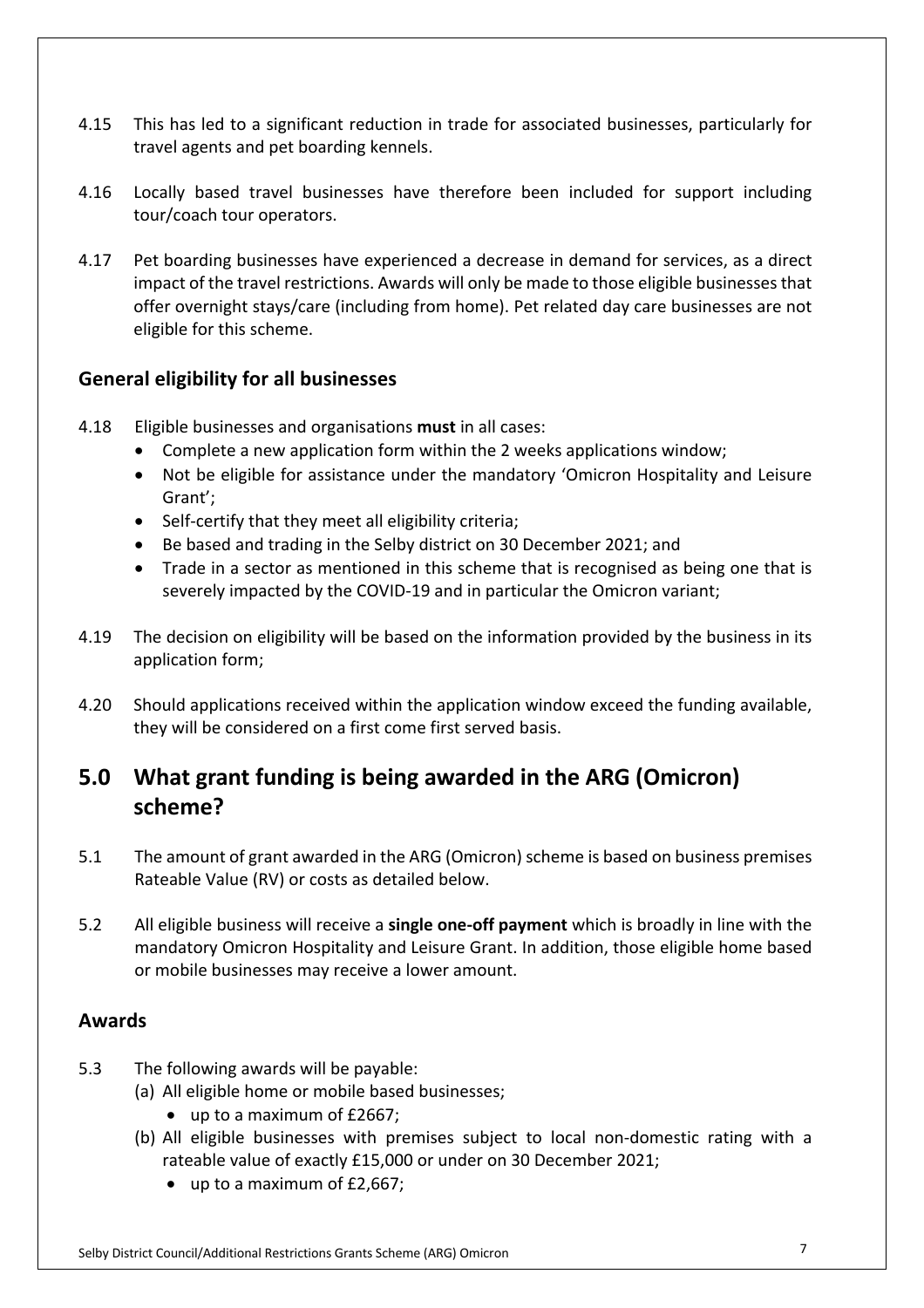4.15 This has led to a significant reduction in trade for associated businesses, particularly for travel agents and pet boarding kennels.

4.16 Locally based travel businesses have therefore been included for support including tour/coach tour operators.

4.17 Pet boarding businesses have experienced a decrease in demand for services, as a direct impact of the travel restrictions. Awards will only be made to those eligible businesses that offer overnight stays/care (including from home). Pet related day care businesses are not eligible for this scheme.

### General eligibility for all businesses

4.18 Eligible businesses and organisations **must** in all cases:

- Complete a new application form within the 2 weeks applications window;
- Not be eligible for assistance under the mandatory 'Omicron Hospitality and Leisure Grant';
- Self-certify that they meet all eligibility criteria;
- Be based and trading in the Selby district on 30 December 2021; and
- Trade in a sector as mentioned in this scheme that is recognised as being one that is severely impacted by the COVID-19 and in particular the Omicron variant;

4.19 The decision on eligibility will be based on the information provided by the business in its application form;

4.20 Should applications received within the application window exceed the funding available, they will be considered on a first come first served basis.

## 5.0 What grant funding is being awarded in the ARG (Omicron) scheme?

5.1 The amount of grant awarded in the ARG (Omicron) scheme is based on business premises Rateable Value (RV) or costs as detailed below.

5.2 All eligible business will receive a **single one-off payment** which is broadly in line with the mandatory Omicron Hospitality and Leisure Grant. In addition, those eligible home based or mobile businesses may receive a lower amount.

### Awards

5.3 The following awards will be payable:

(a) All eligible home or mobile based businesses;
  - up to a maximum of £2667;

(b) All eligible businesses with premises subject to local non-domestic rating with a rateable value of exactly £15,000 or under on 30 December 2021;
  - up to a maximum of £2,667;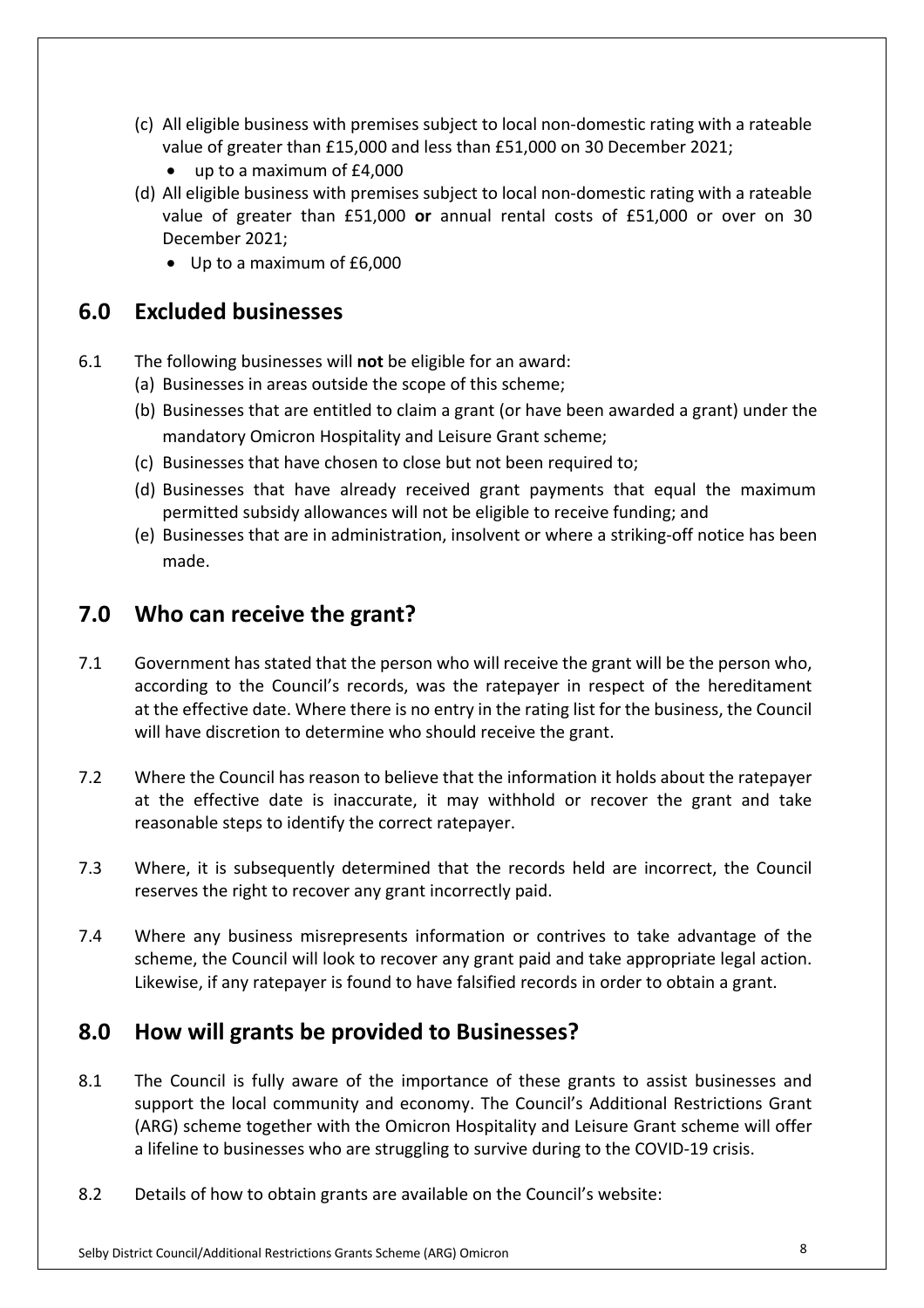(c) All eligible business with premises subject to local non-domestic rating with a rateable value of greater than £15,000 and less than £51,000 on 30 December 2021;
   - up to a maximum of £4,000

(d) All eligible business with premises subject to local non-domestic rating with a rateable value of greater than £51,000 **or** annual rental costs of £51,000 or over on 30 December 2021;
   - Up to a maximum of £6,000

## 6.0 Excluded businesses

6.1 The following businesses will **not** be eligible for an award:

(a) Businesses in areas outside the scope of this scheme;

(b) Businesses that are entitled to claim a grant (or have been awarded a grant) under the mandatory Omicron Hospitality and Leisure Grant scheme;

(c) Businesses that have chosen to close but not been required to;

(d) Businesses that have already received grant payments that equal the maximum permitted subsidy allowances will not be eligible to receive funding; and

(e) Businesses that are in administration, insolvent or where a striking-off notice has been made.

## 7.0 Who can receive the grant?

7.1 Government has stated that the person who will receive the grant will be the person who, according to the Council's records, was the ratepayer in respect of the hereditament at the effective date. Where there is no entry in the rating list for the business, the Council will have discretion to determine who should receive the grant.

7.2 Where the Council has reason to believe that the information it holds about the ratepayer at the effective date is inaccurate, it may withhold or recover the grant and take reasonable steps to identify the correct ratepayer.

7.3 Where, it is subsequently determined that the records held are incorrect, the Council reserves the right to recover any grant incorrectly paid.

7.4 Where any business misrepresents information or contrives to take advantage of the scheme, the Council will look to recover any grant paid and take appropriate legal action. Likewise, if any ratepayer is found to have falsified records in order to obtain a grant.

## 8.0 How will grants be provided to Businesses?

8.1 The Council is fully aware of the importance of these grants to assist businesses and support the local community and economy. The Council's Additional Restrictions Grant (ARG) scheme together with the Omicron Hospitality and Leisure Grant scheme will offer a lifeline to businesses who are struggling to survive during to the COVID-19 crisis.

8.2 Details of how to obtain grants are available on the Council's website: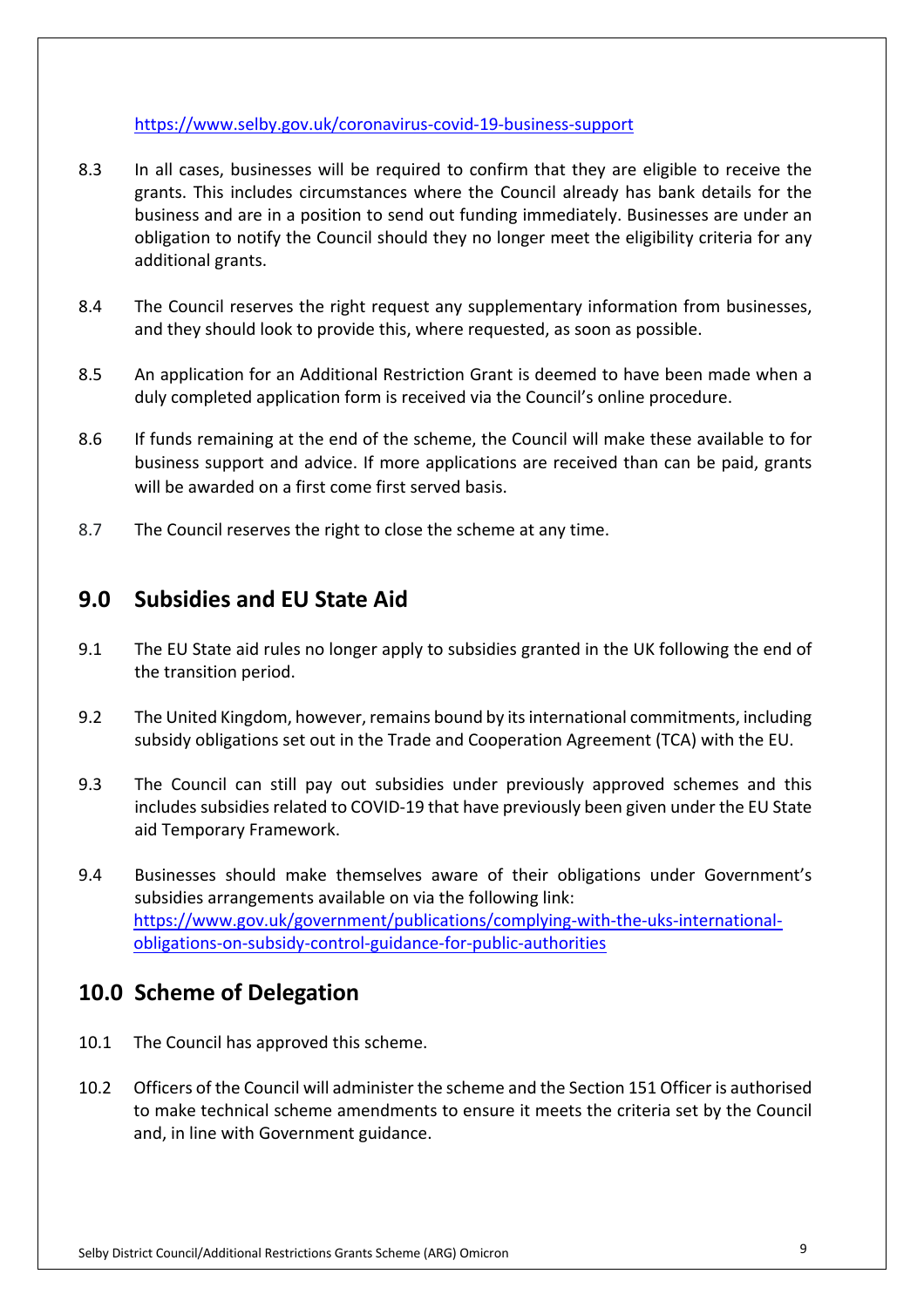https://www.selby.gov.uk/coronavirus-covid-19-business-support

8.3 In all cases, businesses will be required to confirm that they are eligible to receive the grants. This includes circumstances where the Council already has bank details for the business and are in a position to send out funding immediately. Businesses are under an obligation to notify the Council should they no longer meet the eligibility criteria for any additional grants.

8.4 The Council reserves the right request any supplementary information from businesses, and they should look to provide this, where requested, as soon as possible.

8.5 An application for an Additional Restriction Grant is deemed to have been made when a duly completed application form is received via the Council's online procedure.

8.6 If funds remaining at the end of the scheme, the Council will make these available to for business support and advice. If more applications are received than can be paid, grants will be awarded on a first come first served basis.

8.7 The Council reserves the right to close the scheme at any time.

## 9.0 Subsidies and EU State Aid

9.1 The EU State aid rules no longer apply to subsidies granted in the UK following the end of the transition period.

9.2 The United Kingdom, however, remains bound by its international commitments, including subsidy obligations set out in the Trade and Cooperation Agreement (TCA) with the EU.

9.3 The Council can still pay out subsidies under previously approved schemes and this includes subsidies related to COVID-19 that have previously been given under the EU State aid Temporary Framework.

9.4 Businesses should make themselves aware of their obligations under Government's subsidies arrangements available on via the following link: https://www.gov.uk/government/publications/complying-with-the-uks-international-obligations-on-subsidy-control-guidance-for-public-authorities

## 10.0 Scheme of Delegation

10.1 The Council has approved this scheme.

10.2 Officers of the Council will administer the scheme and the Section 151 Officer is authorised to make technical scheme amendments to ensure it meets the criteria set by the Council and, in line with Government guidance.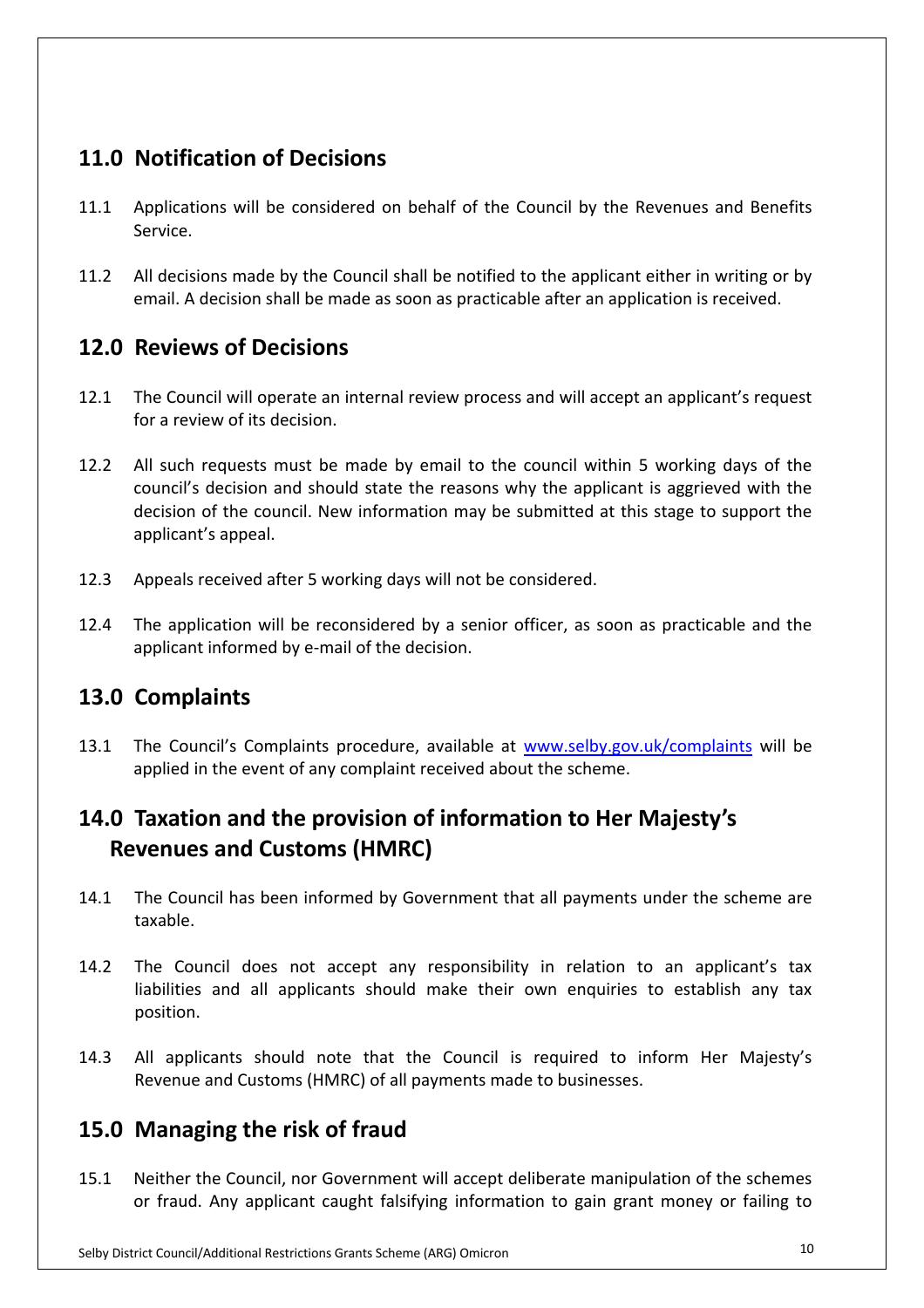## 11.0 Notification of Decisions

11.1 Applications will be considered on behalf of the Council by the Revenues and Benefits Service.

11.2 All decisions made by the Council shall be notified to the applicant either in writing or by email. A decision shall be made as soon as practicable after an application is received.

## 12.0 Reviews of Decisions

12.1 The Council will operate an internal review process and will accept an applicant's request for a review of its decision.

12.2 All such requests must be made by email to the council within 5 working days of the council's decision and should state the reasons why the applicant is aggrieved with the decision of the council. New information may be submitted at this stage to support the applicant's appeal.

12.3 Appeals received after 5 working days will not be considered.

12.4 The application will be reconsidered by a senior officer, as soon as practicable and the applicant informed by e-mail of the decision.

## 13.0 Complaints

13.1 The Council's Complaints procedure, available at [www.selby.gov.uk/complaints](http://www.selby.gov.uk/complaints) will be applied in the event of any complaint received about the scheme.

## 14.0 Taxation and the provision of information to Her Majesty's Revenues and Customs (HMRC)

14.1 The Council has been informed by Government that all payments under the scheme are taxable.

14.2 The Council does not accept any responsibility in relation to an applicant's tax liabilities and all applicants should make their own enquiries to establish any tax position.

14.3 All applicants should note that the Council is required to inform Her Majesty's Revenue and Customs (HMRC) of all payments made to businesses.

## 15.0 Managing the risk of fraud

15.1 Neither the Council, nor Government will accept deliberate manipulation of the schemes or fraud. Any applicant caught falsifying information to gain grant money or failing to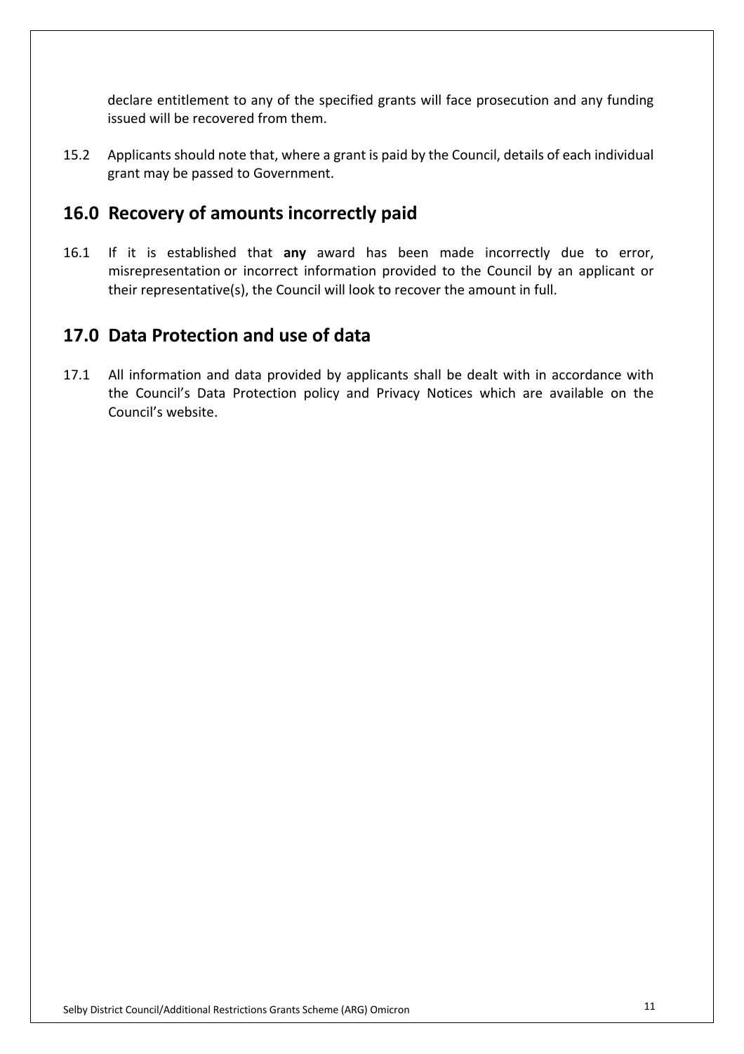declare entitlement to any of the specified grants will face prosecution and any funding issued will be recovered from them.

15.2 Applicants should note that, where a grant is paid by the Council, details of each individual grant may be passed to Government.

## 16.0 Recovery of amounts incorrectly paid

16.1 If it is established that **any** award has been made incorrectly due to error, misrepresentation or incorrect information provided to the Council by an applicant or their representative(s), the Council will look to recover the amount in full.

## 17.0 Data Protection and use of data

17.1 All information and data provided by applicants shall be dealt with in accordance with the Council's Data Protection policy and Privacy Notices which are available on the Council's website.